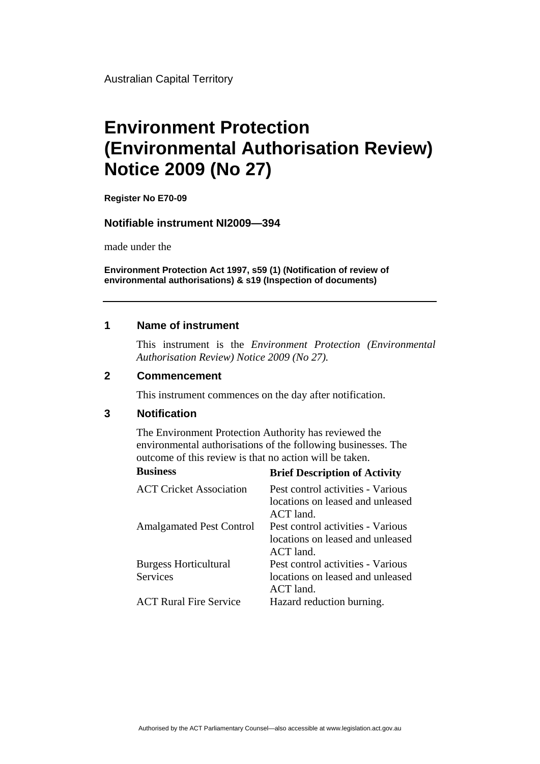Australian Capital Territory

# Environment Protection (Environmental Authorisation Review) Notice 2009 (No 27)

**Register No E70-09**

**Notifiable instrument NI2009—394**

made under the

**Environment Protection Act 1997, s59 (1) (Notification of review of environmental authorisations) & s19 (Inspection of documents)**

---

## 1 Name of instrument

This instrument is the *Environment Protection (Environmental Authorisation Review) Notice 2009 (No 27).*

## 2 Commencement

This instrument commences on the day after notification.

## 3 Notification

The Environment Protection Authority has reviewed the environmental authorisations of the following businesses. The outcome of this review is that no action will be taken.

| Business | Brief Description of Activity |
|---|---|
| ACT Cricket Association | Pest control activities - Various locations on leased and unleased ACT land. |
| Amalgamated Pest Control | Pest control activities - Various locations on leased and unleased ACT land. |
| Burgess Horticultural Services | Pest control activities - Various locations on leased and unleased ACT land. |
| ACT Rural Fire Service | Hazard reduction burning. |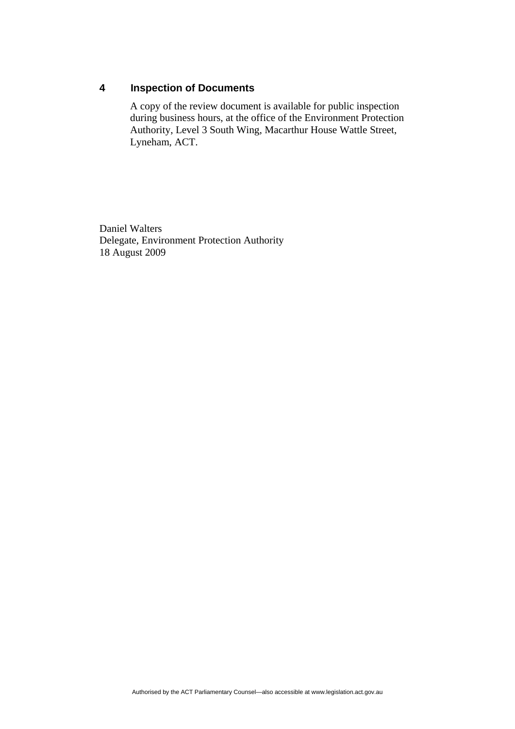## 4 Inspection of Documents

A copy of the review document is available for public inspection during business hours, at the office of the Environment Protection Authority, Level 3 South Wing, Macarthur House Wattle Street, Lyneham, ACT.

Daniel Walters
Delegate, Environment Protection Authority
18 August 2009